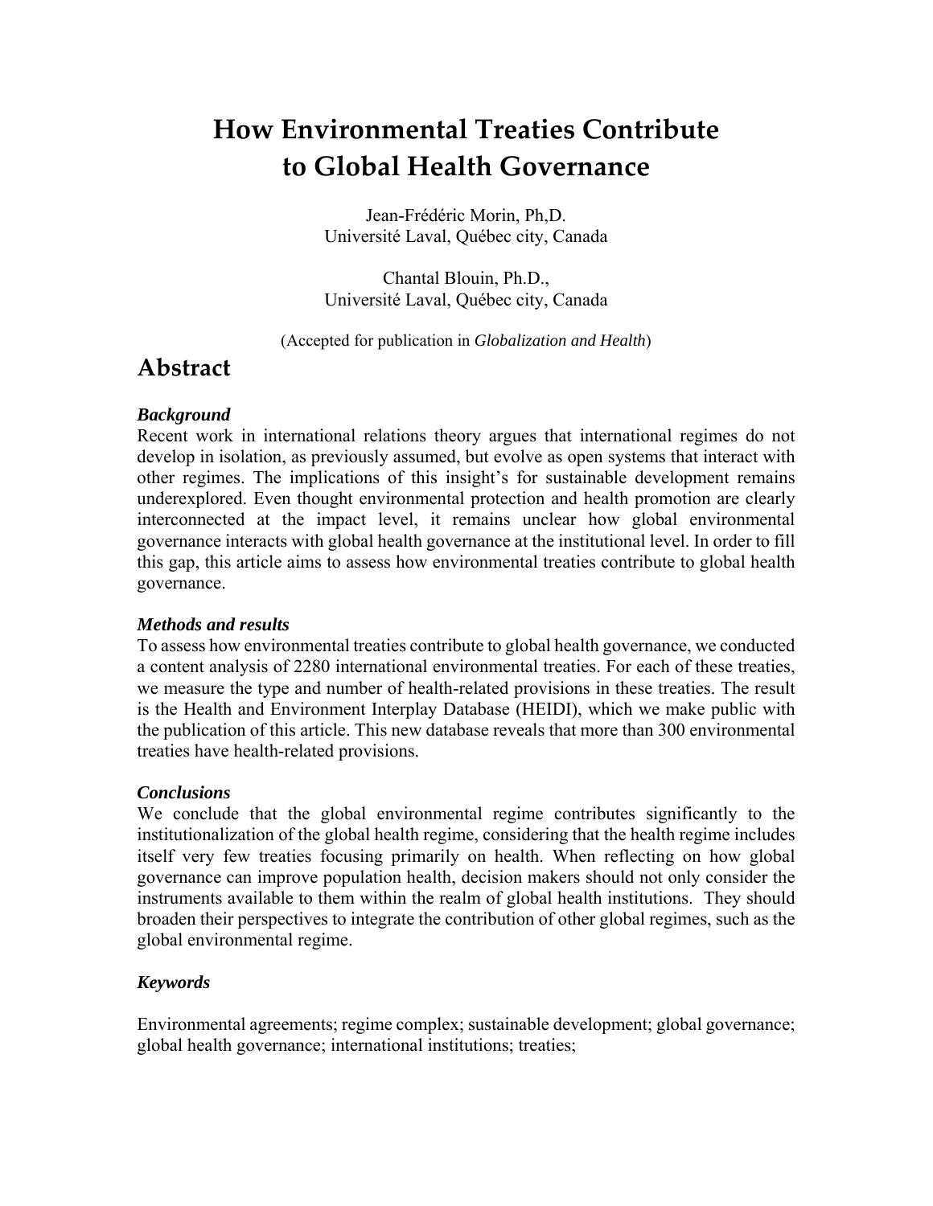# How Environmental Treaties Contribute to Global Health Governance

Jean-Frédéric Morin, Ph,D.
Université Laval, Québec city, Canada

Chantal Blouin, Ph.D.,
Université Laval, Québec city, Canada

(Accepted for publication in *Globalization and Health*)

## Abstract

### *Background*

Recent work in international relations theory argues that international regimes do not develop in isolation, as previously assumed, but evolve as open systems that interact with other regimes. The implications of this insight's for sustainable development remains underexplored. Even thought environmental protection and health promotion are clearly interconnected at the impact level, it remains unclear how global environmental governance interacts with global health governance at the institutional level. In order to fill this gap, this article aims to assess how environmental treaties contribute to global health governance.

### *Methods and results*

To assess how environmental treaties contribute to global health governance, we conducted a content analysis of 2280 international environmental treaties. For each of these treaties, we measure the type and number of health-related provisions in these treaties. The result is the Health and Environment Interplay Database (HEIDI), which we make public with the publication of this article. This new database reveals that more than 300 environmental treaties have health-related provisions.

### *Conclusions*

We conclude that the global environmental regime contributes significantly to the institutionalization of the global health regime, considering that the health regime includes itself very few treaties focusing primarily on health. When reflecting on how global governance can improve population health, decision makers should not only consider the instruments available to them within the realm of global health institutions. They should broaden their perspectives to integrate the contribution of other global regimes, such as the global environmental regime.

### *Keywords*

Environmental agreements; regime complex; sustainable development; global governance; global health governance; international institutions; treaties;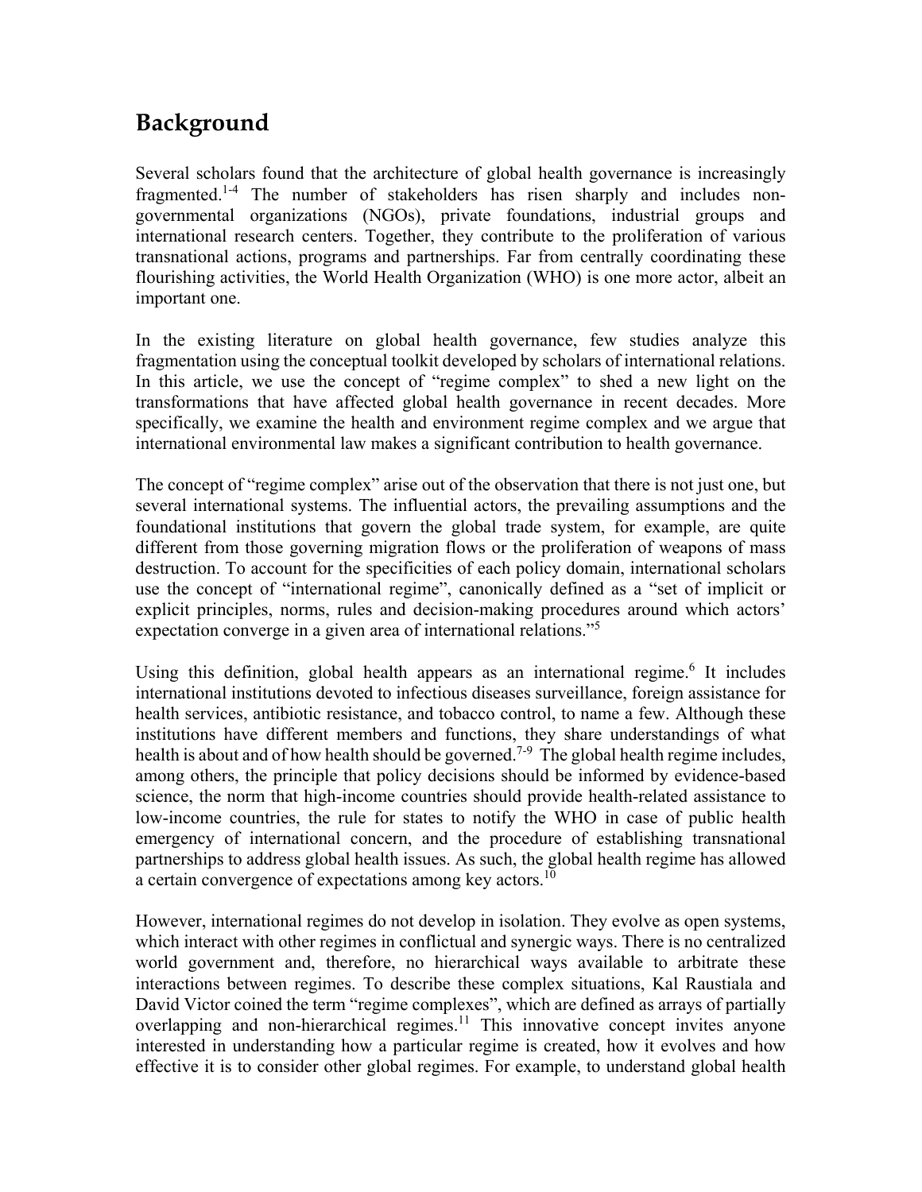## Background

Several scholars found that the architecture of global health governance is increasingly fragmented.[1-4] The number of stakeholders has risen sharply and includes non-governmental organizations (NGOs), private foundations, industrial groups and international research centers. Together, they contribute to the proliferation of various transnational actions, programs and partnerships. Far from centrally coordinating these flourishing activities, the World Health Organization (WHO) is one more actor, albeit an important one.

In the existing literature on global health governance, few studies analyze this fragmentation using the conceptual toolkit developed by scholars of international relations. In this article, we use the concept of "regime complex" to shed a new light on the transformations that have affected global health governance in recent decades. More specifically, we examine the health and environment regime complex and we argue that international environmental law makes a significant contribution to health governance.

The concept of "regime complex" arise out of the observation that there is not just one, but several international systems. The influential actors, the prevailing assumptions and the foundational institutions that govern the global trade system, for example, are quite different from those governing migration flows or the proliferation of weapons of mass destruction. To account for the specificities of each policy domain, international scholars use the concept of "international regime", canonically defined as a "set of implicit or explicit principles, norms, rules and decision-making procedures around which actors' expectation converge in a given area of international relations."[5]

Using this definition, global health appears as an international regime.[6] It includes international institutions devoted to infectious diseases surveillance, foreign assistance for health services, antibiotic resistance, and tobacco control, to name a few. Although these institutions have different members and functions, they share understandings of what health is about and of how health should be governed.[7-9] The global health regime includes, among others, the principle that policy decisions should be informed by evidence-based science, the norm that high-income countries should provide health-related assistance to low-income countries, the rule for states to notify the WHO in case of public health emergency of international concern, and the procedure of establishing transnational partnerships to address global health issues. As such, the global health regime has allowed a certain convergence of expectations among key actors.[10]

However, international regimes do not develop in isolation. They evolve as open systems, which interact with other regimes in conflictual and synergic ways. There is no centralized world government and, therefore, no hierarchical ways available to arbitrate these interactions between regimes. To describe these complex situations, Kal Raustiala and David Victor coined the term "regime complexes", which are defined as arrays of partially overlapping and non-hierarchical regimes.[11] This innovative concept invites anyone interested in understanding how a particular regime is created, how it evolves and how effective it is to consider other global regimes. For example, to understand global health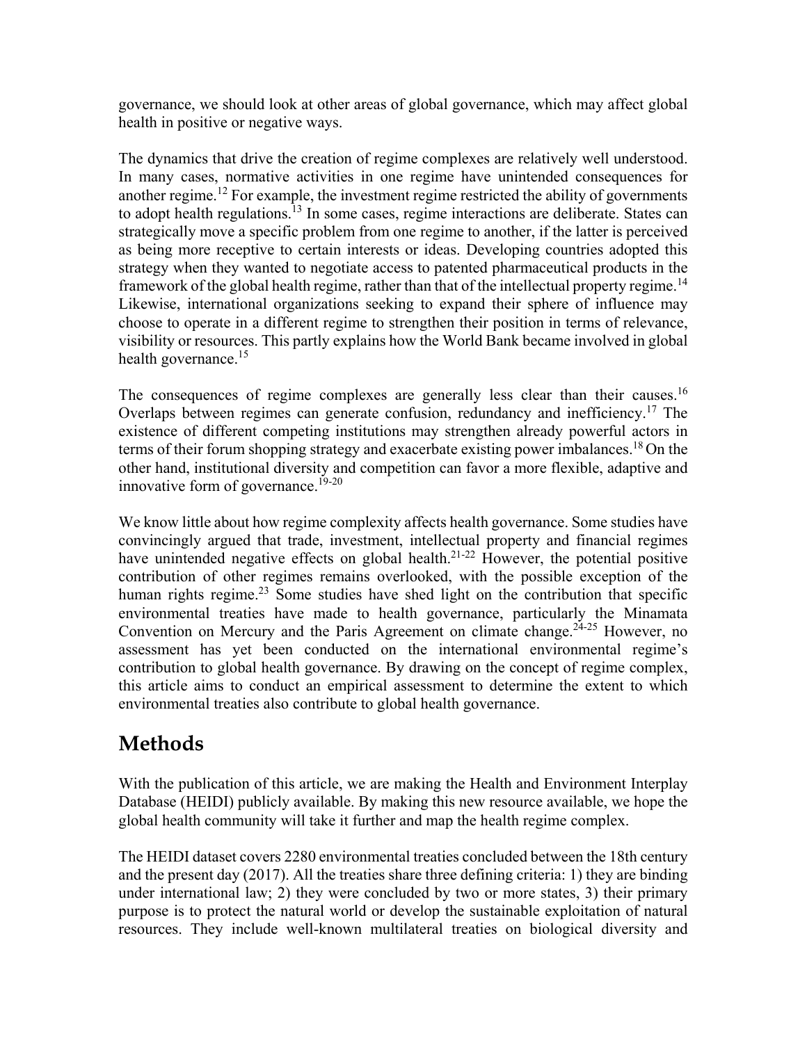governance, we should look at other areas of global governance, which may affect global health in positive or negative ways.

The dynamics that drive the creation of regime complexes are relatively well understood. In many cases, normative activities in one regime have unintended consequences for another regime.[12] For example, the investment regime restricted the ability of governments to adopt health regulations.[13] In some cases, regime interactions are deliberate. States can strategically move a specific problem from one regime to another, if the latter is perceived as being more receptive to certain interests or ideas. Developing countries adopted this strategy when they wanted to negotiate access to patented pharmaceutical products in the framework of the global health regime, rather than that of the intellectual property regime.[14] Likewise, international organizations seeking to expand their sphere of influence may choose to operate in a different regime to strengthen their position in terms of relevance, visibility or resources. This partly explains how the World Bank became involved in global health governance.[15]

The consequences of regime complexes are generally less clear than their causes.[16] Overlaps between regimes can generate confusion, redundancy and inefficiency.[17] The existence of different competing institutions may strengthen already powerful actors in terms of their forum shopping strategy and exacerbate existing power imbalances.[18] On the other hand, institutional diversity and competition can favor a more flexible, adaptive and innovative form of governance.[19-20]

We know little about how regime complexity affects health governance. Some studies have convincingly argued that trade, investment, intellectual property and financial regimes have unintended negative effects on global health.[21-22] However, the potential positive contribution of other regimes remains overlooked, with the possible exception of the human rights regime.[23] Some studies have shed light on the contribution that specific environmental treaties have made to health governance, particularly the Minamata Convention on Mercury and the Paris Agreement on climate change.[24-25] However, no assessment has yet been conducted on the international environmental regime's contribution to global health governance. By drawing on the concept of regime complex, this article aims to conduct an empirical assessment to determine the extent to which environmental treaties also contribute to global health governance.

# Methods

With the publication of this article, we are making the Health and Environment Interplay Database (HEIDI) publicly available. By making this new resource available, we hope the global health community will take it further and map the health regime complex.

The HEIDI dataset covers 2280 environmental treaties concluded between the 18th century and the present day (2017). All the treaties share three defining criteria: 1) they are binding under international law; 2) they were concluded by two or more states, 3) their primary purpose is to protect the natural world or develop the sustainable exploitation of natural resources. They include well-known multilateral treaties on biological diversity and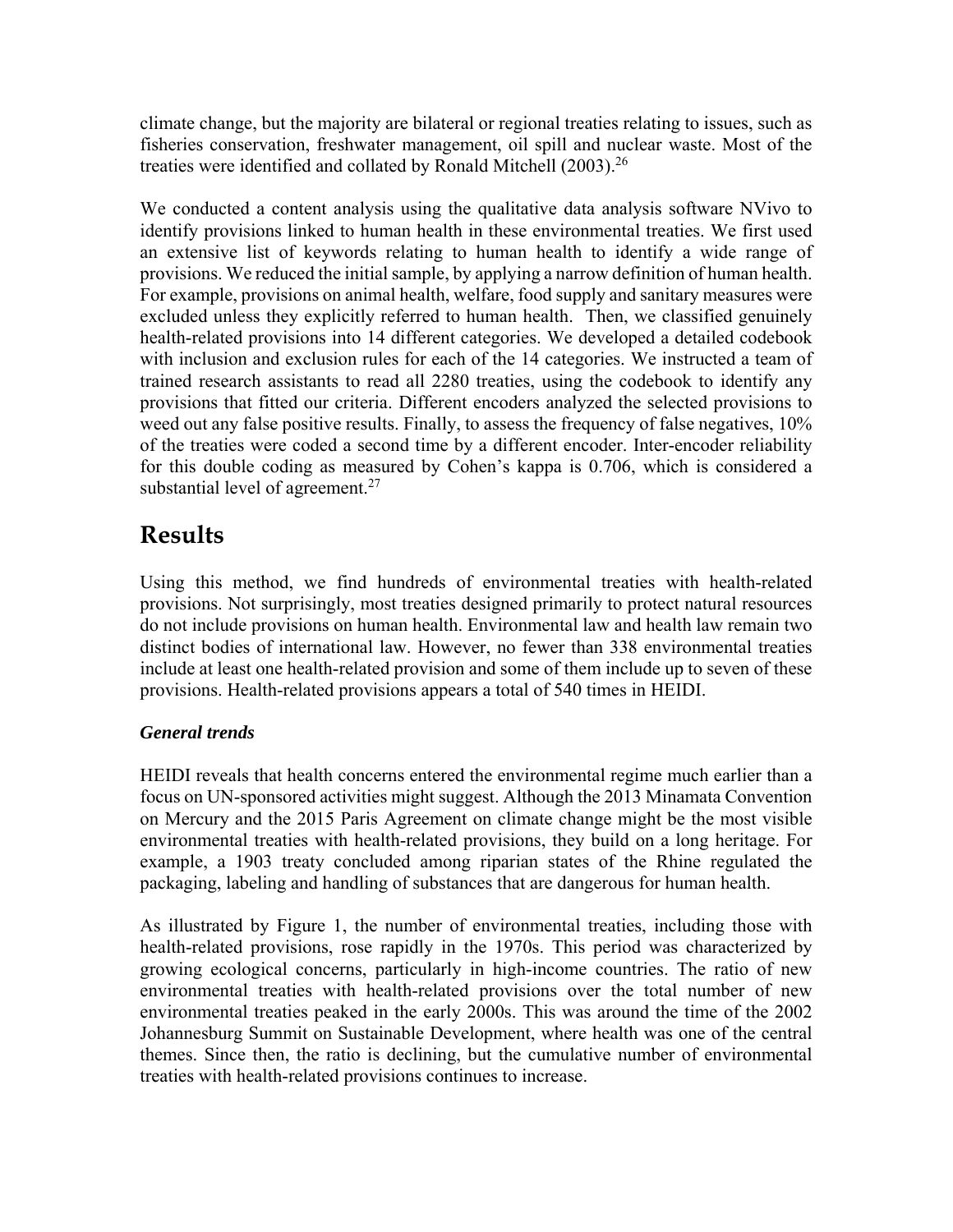climate change, but the majority are bilateral or regional treaties relating to issues, such as fisheries conservation, freshwater management, oil spill and nuclear waste. Most of the treaties were identified and collated by Ronald Mitchell (2003).[26]

We conducted a content analysis using the qualitative data analysis software NVivo to identify provisions linked to human health in these environmental treaties. We first used an extensive list of keywords relating to human health to identify a wide range of provisions. We reduced the initial sample, by applying a narrow definition of human health. For example, provisions on animal health, welfare, food supply and sanitary measures were excluded unless they explicitly referred to human health. Then, we classified genuinely health-related provisions into 14 different categories. We developed a detailed codebook with inclusion and exclusion rules for each of the 14 categories. We instructed a team of trained research assistants to read all 2280 treaties, using the codebook to identify any provisions that fitted our criteria. Different encoders analyzed the selected provisions to weed out any false positive results. Finally, to assess the frequency of false negatives, 10% of the treaties were coded a second time by a different encoder. Inter-encoder reliability for this double coding as measured by Cohen's kappa is 0.706, which is considered a substantial level of agreement.[27]

## Results

Using this method, we find hundreds of environmental treaties with health-related provisions. Not surprisingly, most treaties designed primarily to protect natural resources do not include provisions on human health. Environmental law and health law remain two distinct bodies of international law. However, no fewer than 338 environmental treaties include at least one health-related provision and some of them include up to seven of these provisions. Health-related provisions appears a total of 540 times in HEIDI.

### *General trends*

HEIDI reveals that health concerns entered the environmental regime much earlier than a focus on UN-sponsored activities might suggest. Although the 2013 Minamata Convention on Mercury and the 2015 Paris Agreement on climate change might be the most visible environmental treaties with health-related provisions, they build on a long heritage. For example, a 1903 treaty concluded among riparian states of the Rhine regulated the packaging, labeling and handling of substances that are dangerous for human health.

As illustrated by Figure 1, the number of environmental treaties, including those with health-related provisions, rose rapidly in the 1970s. This period was characterized by growing ecological concerns, particularly in high-income countries. The ratio of new environmental treaties with health-related provisions over the total number of new environmental treaties peaked in the early 2000s. This was around the time of the 2002 Johannesburg Summit on Sustainable Development, where health was one of the central themes. Since then, the ratio is declining, but the cumulative number of environmental treaties with health-related provisions continues to increase.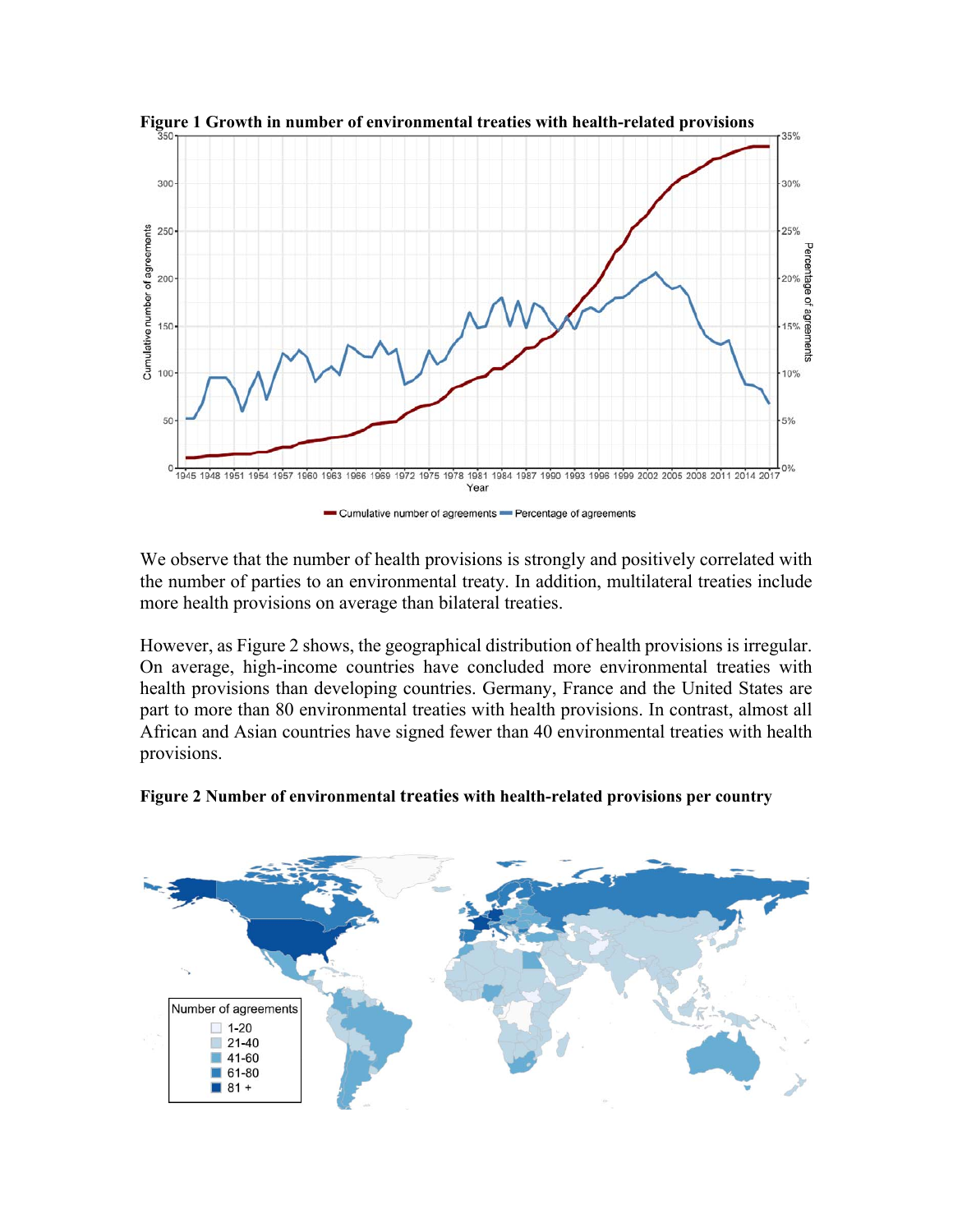**Figure 1 Growth in number of environmental treaties with health-related provisions**

We observe that the number of health provisions is strongly and positively correlated with the number of parties to an environmental treaty. In addition, multilateral treaties include more health provisions on average than bilateral treaties.

However, as Figure 2 shows, the geographical distribution of health provisions is irregular. On average, high-income countries have concluded more environmental treaties with health provisions than developing countries. Germany, France and the United States are part to more than 80 environmental treaties with health provisions. In contrast, almost all African and Asian countries have signed fewer than 40 environmental treaties with health provisions.

**Figure 2 Number of environmental treaties with health-related provisions per country**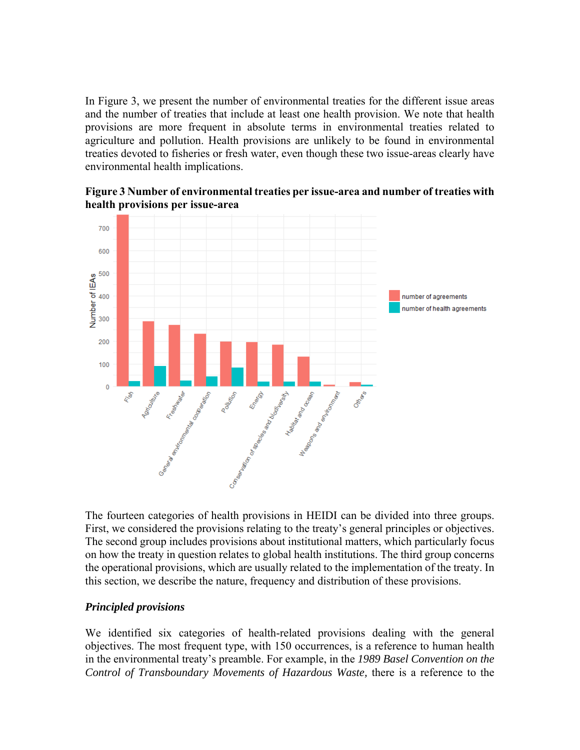In Figure 3, we present the number of environmental treaties for the different issue areas and the number of treaties that include at least one health provision. We note that health provisions are more frequent in absolute terms in environmental treaties related to agriculture and pollution. Health provisions are unlikely to be found in environmental treaties devoted to fisheries or fresh water, even though these two issue-areas clearly have environmental health implications.

**Figure 3 Number of environmental treaties per issue-area and number of treaties with health provisions per issue-area**

The fourteen categories of health provisions in HEIDI can be divided into three groups. First, we considered the provisions relating to the treaty's general principles or objectives. The second group includes provisions about institutional matters, which particularly focus on how the treaty in question relates to global health institutions. The third group concerns the operational provisions, which are usually related to the implementation of the treaty. In this section, we describe the nature, frequency and distribution of these provisions.

***Principled provisions***

We identified six categories of health-related provisions dealing with the general objectives. The most frequent type, with 150 occurrences, is a reference to human health in the environmental treaty's preamble. For example, in the *1989 Basel Convention on the Control of Transboundary Movements of Hazardous Waste,* there is a reference to the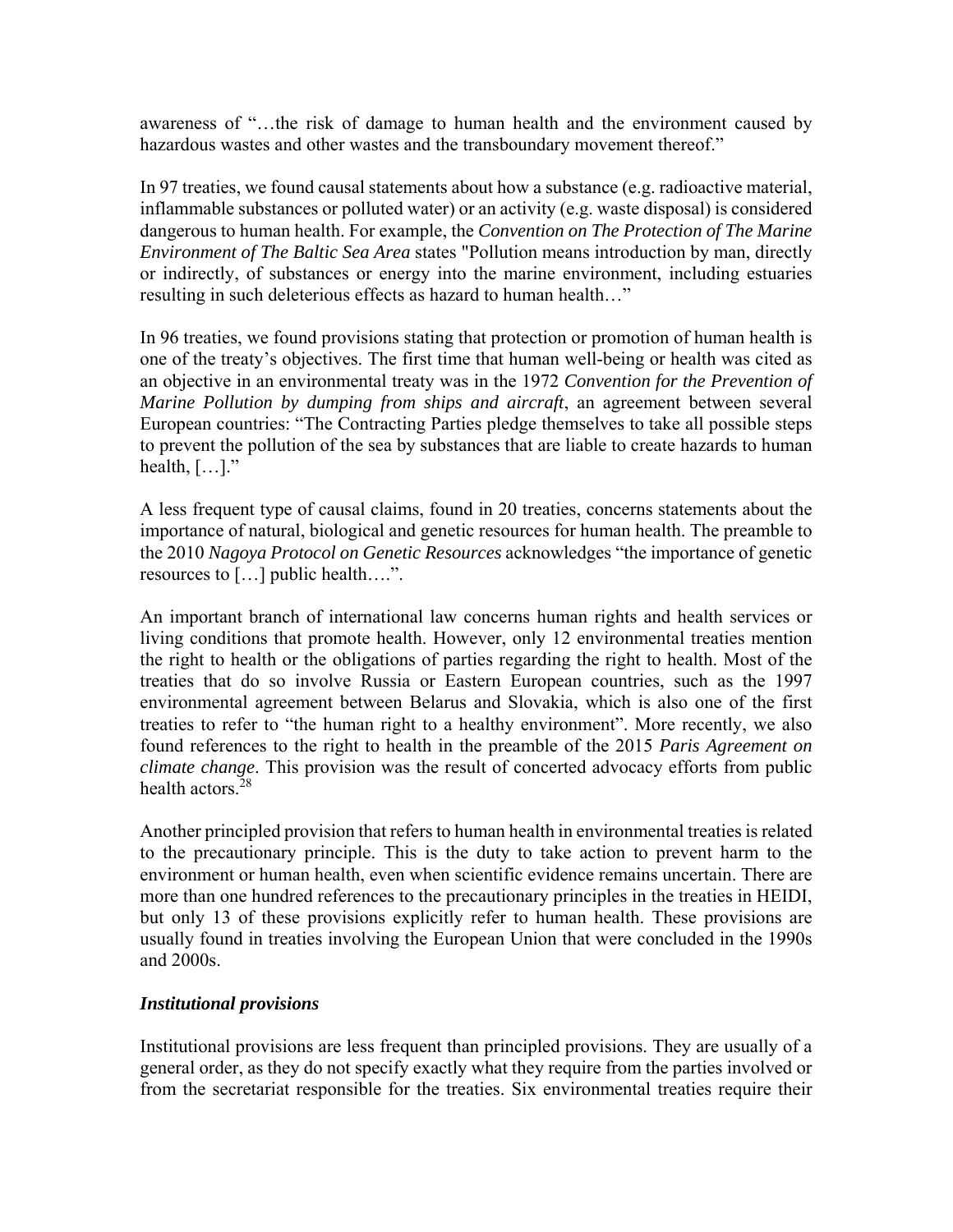awareness of "…the risk of damage to human health and the environment caused by hazardous wastes and other wastes and the transboundary movement thereof."

In 97 treaties, we found causal statements about how a substance (e.g. radioactive material, inflammable substances or polluted water) or an activity (e.g. waste disposal) is considered dangerous to human health. For example, the *Convention on The Protection of The Marine Environment of The Baltic Sea Area* states "Pollution means introduction by man, directly or indirectly, of substances or energy into the marine environment, including estuaries resulting in such deleterious effects as hazard to human health…"

In 96 treaties, we found provisions stating that protection or promotion of human health is one of the treaty's objectives. The first time that human well-being or health was cited as an objective in an environmental treaty was in the 1972 *Convention for the Prevention of Marine Pollution by dumping from ships and aircraft*, an agreement between several European countries: "The Contracting Parties pledge themselves to take all possible steps to prevent the pollution of the sea by substances that are liable to create hazards to human health, […]."

A less frequent type of causal claims, found in 20 treaties, concerns statements about the importance of natural, biological and genetic resources for human health. The preamble to the 2010 *Nagoya Protocol on Genetic Resources* acknowledges "the importance of genetic resources to […] public health….".

An important branch of international law concerns human rights and health services or living conditions that promote health. However, only 12 environmental treaties mention the right to health or the obligations of parties regarding the right to health. Most of the treaties that do so involve Russia or Eastern European countries, such as the 1997 environmental agreement between Belarus and Slovakia, which is also one of the first treaties to refer to "the human right to a healthy environment". More recently, we also found references to the right to health in the preamble of the 2015 *Paris Agreement on climate change*. This provision was the result of concerted advocacy efforts from public health actors.[28]

Another principled provision that refers to human health in environmental treaties is related to the precautionary principle. This is the duty to take action to prevent harm to the environment or human health, even when scientific evidence remains uncertain. There are more than one hundred references to the precautionary principles in the treaties in HEIDI, but only 13 of these provisions explicitly refer to human health. These provisions are usually found in treaties involving the European Union that were concluded in the 1990s and 2000s.

### *Institutional provisions*

Institutional provisions are less frequent than principled provisions. They are usually of a general order, as they do not specify exactly what they require from the parties involved or from the secretariat responsible for the treaties. Six environmental treaties require their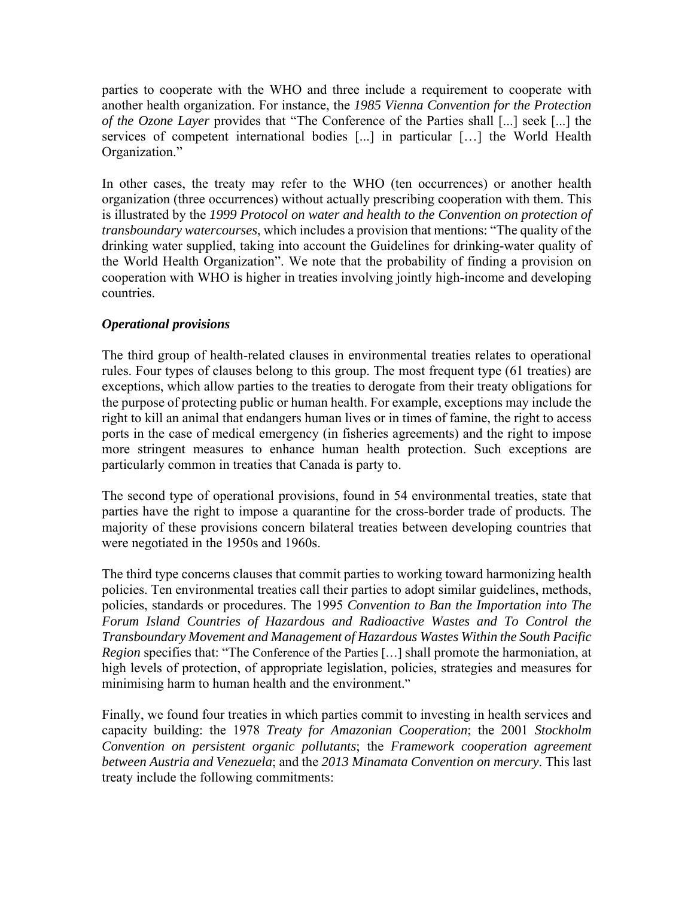parties to cooperate with the WHO and three include a requirement to cooperate with another health organization. For instance, the *1985 Vienna Convention for the Protection of the Ozone Layer* provides that "The Conference of the Parties shall [...] seek [...] the services of competent international bodies [...] in particular […] the World Health Organization."

In other cases, the treaty may refer to the WHO (ten occurrences) or another health organization (three occurrences) without actually prescribing cooperation with them. This is illustrated by the *1999 Protocol on water and health to the Convention on protection of transboundary watercourses*, which includes a provision that mentions: "The quality of the drinking water supplied, taking into account the Guidelines for drinking-water quality of the World Health Organization". We note that the probability of finding a provision on cooperation with WHO is higher in treaties involving jointly high-income and developing countries.

***Operational provisions***

The third group of health-related clauses in environmental treaties relates to operational rules. Four types of clauses belong to this group. The most frequent type (61 treaties) are exceptions, which allow parties to the treaties to derogate from their treaty obligations for the purpose of protecting public or human health. For example, exceptions may include the right to kill an animal that endangers human lives or in times of famine, the right to access ports in the case of medical emergency (in fisheries agreements) and the right to impose more stringent measures to enhance human health protection. Such exceptions are particularly common in treaties that Canada is party to.

The second type of operational provisions, found in 54 environmental treaties, state that parties have the right to impose a quarantine for the cross-border trade of products. The majority of these provisions concern bilateral treaties between developing countries that were negotiated in the 1950s and 1960s.

The third type concerns clauses that commit parties to working toward harmonizing health policies. Ten environmental treaties call their parties to adopt similar guidelines, methods, policies, standards or procedures. The 1995 *Convention to Ban the Importation into The Forum Island Countries of Hazardous and Radioactive Wastes and To Control the Transboundary Movement and Management of Hazardous Wastes Within the South Pacific Region* specifies that: "The Conference of the Parties […] shall promote the harmoniation, at high levels of protection, of appropriate legislation, policies, strategies and measures for minimising harm to human health and the environment."

Finally, we found four treaties in which parties commit to investing in health services and capacity building: the 1978 *Treaty for Amazonian Cooperation*; the 2001 *Stockholm Convention on persistent organic pollutants*; the *Framework cooperation agreement between Austria and Venezuela*; and the *2013 Minamata Convention on mercury*. This last treaty include the following commitments: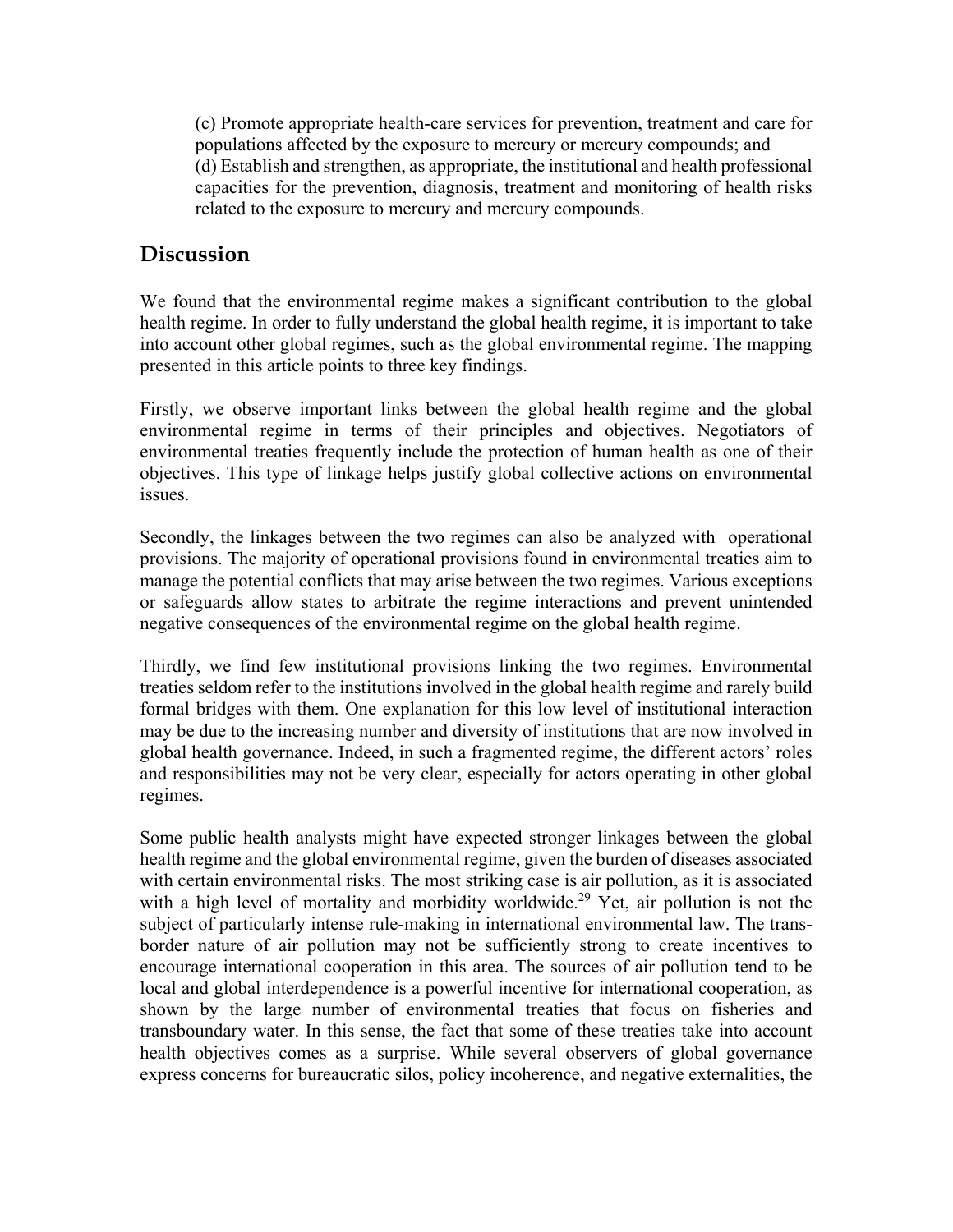(c) Promote appropriate health-care services for prevention, treatment and care for populations affected by the exposure to mercury or mercury compounds; and
(d) Establish and strengthen, as appropriate, the institutional and health professional capacities for the prevention, diagnosis, treatment and monitoring of health risks related to the exposure to mercury and mercury compounds.

## Discussion

We found that the environmental regime makes a significant contribution to the global health regime. In order to fully understand the global health regime, it is important to take into account other global regimes, such as the global environmental regime. The mapping presented in this article points to three key findings.

Firstly, we observe important links between the global health regime and the global environmental regime in terms of their principles and objectives. Negotiators of environmental treaties frequently include the protection of human health as one of their objectives. This type of linkage helps justify global collective actions on environmental issues.

Secondly, the linkages between the two regimes can also be analyzed with operational provisions. The majority of operational provisions found in environmental treaties aim to manage the potential conflicts that may arise between the two regimes. Various exceptions or safeguards allow states to arbitrate the regime interactions and prevent unintended negative consequences of the environmental regime on the global health regime.

Thirdly, we find few institutional provisions linking the two regimes. Environmental treaties seldom refer to the institutions involved in the global health regime and rarely build formal bridges with them. One explanation for this low level of institutional interaction may be due to the increasing number and diversity of institutions that are now involved in global health governance. Indeed, in such a fragmented regime, the different actors' roles and responsibilities may not be very clear, especially for actors operating in other global regimes.

Some public health analysts might have expected stronger linkages between the global health regime and the global environmental regime, given the burden of diseases associated with certain environmental risks. The most striking case is air pollution, as it is associated with a high level of mortality and morbidity worldwide.[29] Yet, air pollution is not the subject of particularly intense rule-making in international environmental law. The trans-border nature of air pollution may not be sufficiently strong to create incentives to encourage international cooperation in this area. The sources of air pollution tend to be local and global interdependence is a powerful incentive for international cooperation, as shown by the large number of environmental treaties that focus on fisheries and transboundary water. In this sense, the fact that some of these treaties take into account health objectives comes as a surprise. While several observers of global governance express concerns for bureaucratic silos, policy incoherence, and negative externalities, the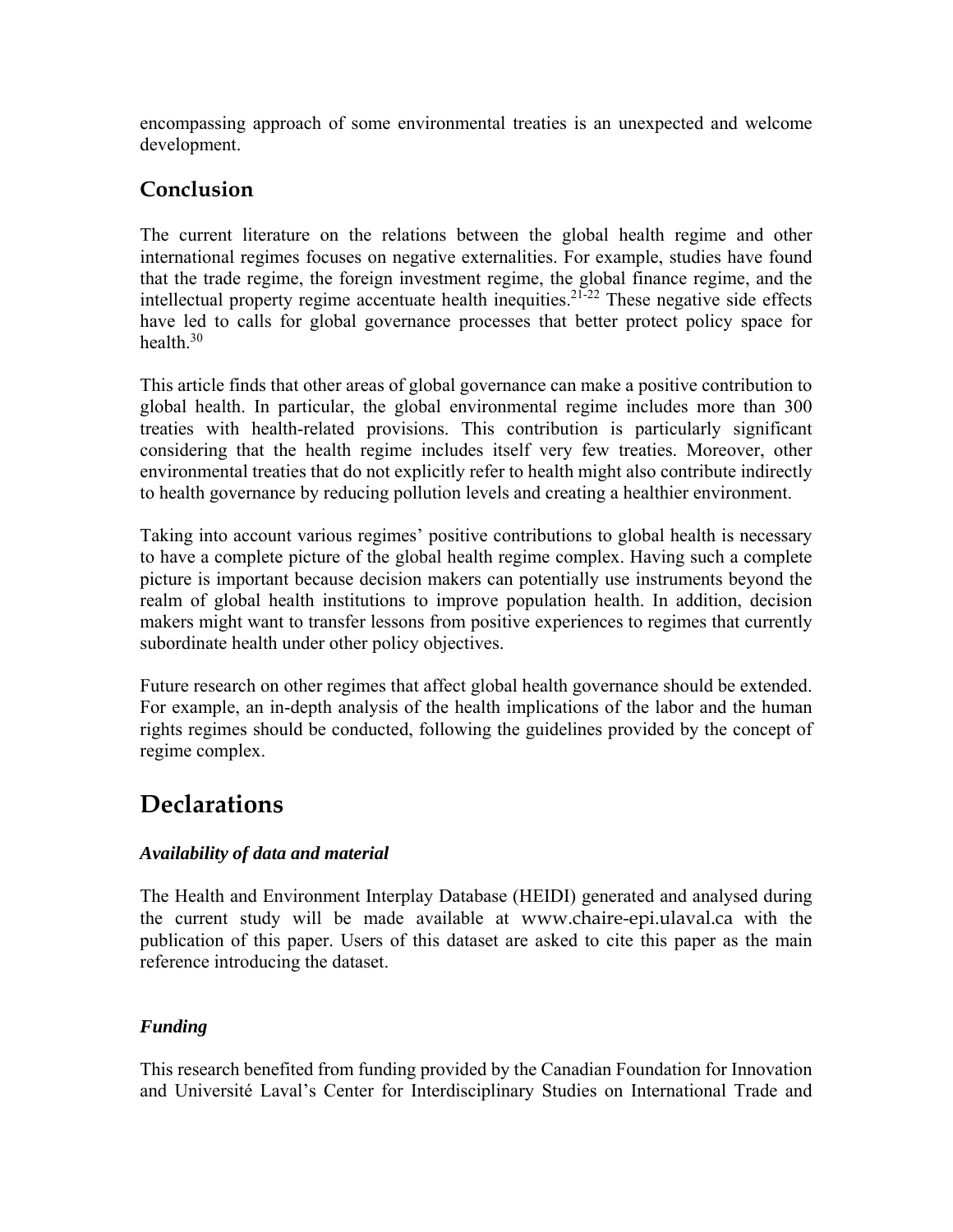encompassing approach of some environmental treaties is an unexpected and welcome development.

## Conclusion

The current literature on the relations between the global health regime and other international regimes focuses on negative externalities. For example, studies have found that the trade regime, the foreign investment regime, the global finance regime, and the intellectual property regime accentuate health inequities.[21-22] These negative side effects have led to calls for global governance processes that better protect policy space for health.[30]

This article finds that other areas of global governance can make a positive contribution to global health. In particular, the global environmental regime includes more than 300 treaties with health-related provisions. This contribution is particularly significant considering that the health regime includes itself very few treaties. Moreover, other environmental treaties that do not explicitly refer to health might also contribute indirectly to health governance by reducing pollution levels and creating a healthier environment.

Taking into account various regimes' positive contributions to global health is necessary to have a complete picture of the global health regime complex. Having such a complete picture is important because decision makers can potentially use instruments beyond the realm of global health institutions to improve population health. In addition, decision makers might want to transfer lessons from positive experiences to regimes that currently subordinate health under other policy objectives.

Future research on other regimes that affect global health governance should be extended. For example, an in-depth analysis of the health implications of the labor and the human rights regimes should be conducted, following the guidelines provided by the concept of regime complex.

# Declarations

### *Availability of data and material*

The Health and Environment Interplay Database (HEIDI) generated and analysed during the current study will be made available at www.chaire-epi.ulaval.ca with the publication of this paper. Users of this dataset are asked to cite this paper as the main reference introducing the dataset.

### *Funding*

This research benefited from funding provided by the Canadian Foundation for Innovation and Université Laval's Center for Interdisciplinary Studies on International Trade and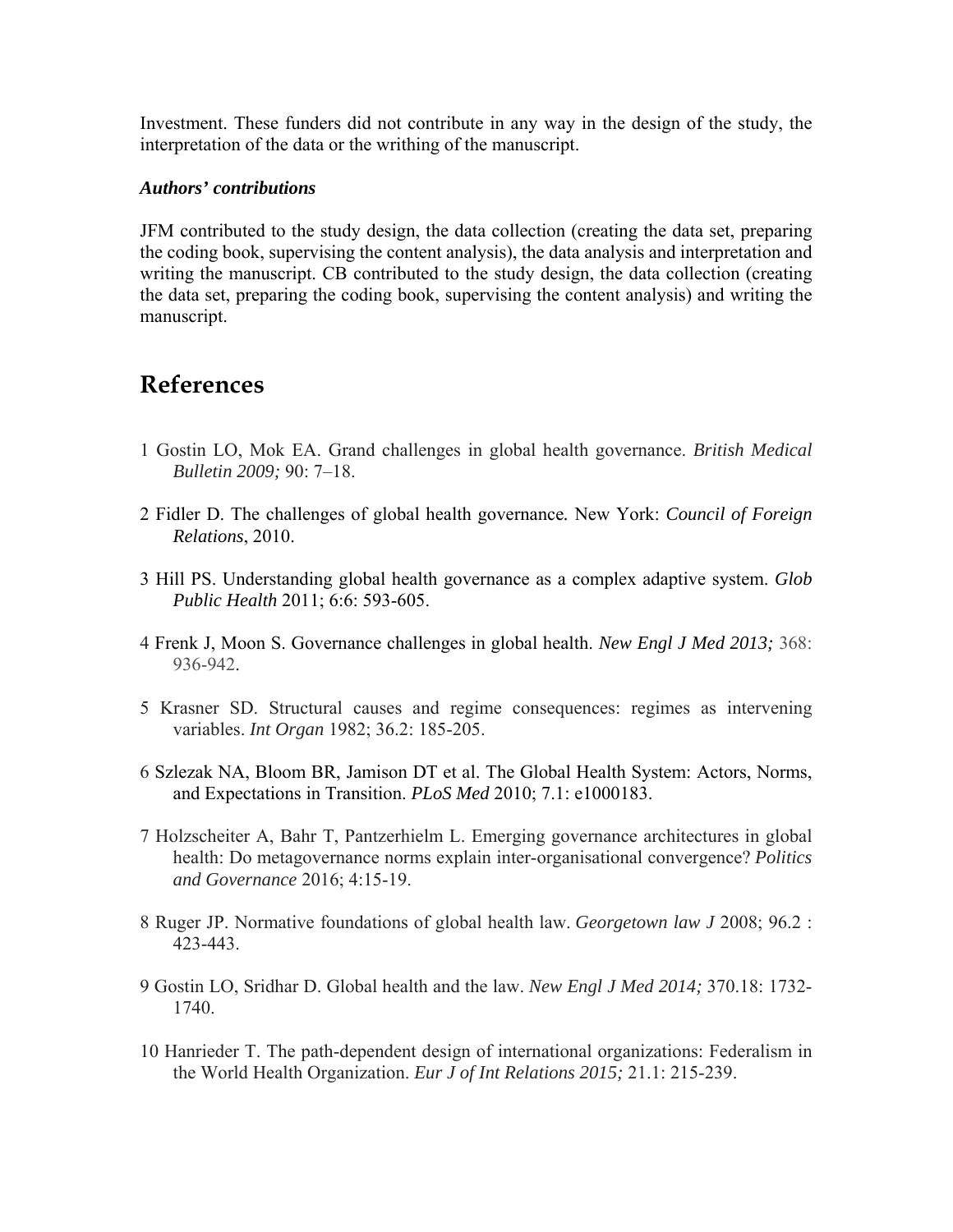Investment. These funders did not contribute in any way in the design of the study, the interpretation of the data or the writhing of the manuscript.

***Authors' contributions***

JFM contributed to the study design, the data collection (creating the data set, preparing the coding book, supervising the content analysis), the data analysis and interpretation and writing the manuscript. CB contributed to the study design, the data collection (creating the data set, preparing the coding book, supervising the content analysis) and writing the manuscript.

# References

1 Gostin LO, Mok EA. Grand challenges in global health governance. *British Medical Bulletin 2009;* 90: 7–18.

2 Fidler D. The challenges of global health governance. New York: *Council of Foreign Relations*, 2010.

3 Hill PS. Understanding global health governance as a complex adaptive system. *Glob Public Health* 2011; 6:6: 593-605.

4 Frenk J, Moon S. Governance challenges in global health. *New Engl J Med 2013;* 368: 936-942.

5 Krasner SD. Structural causes and regime consequences: regimes as intervening variables. *Int Organ* 1982; 36.2: 185-205.

6 Szlezak NA, Bloom BR, Jamison DT et al. The Global Health System: Actors, Norms, and Expectations in Transition. *PLoS Med* 2010; 7.1: e1000183.

7 Holzscheiter A, Bahr T, Pantzerhielm L. Emerging governance architectures in global health: Do metagovernance norms explain inter-organisational convergence? *Politics and Governance* 2016; 4:15-19.

8 Ruger JP. Normative foundations of global health law. *Georgetown law J* 2008; 96.2 : 423-443.

9 Gostin LO, Sridhar D. Global health and the law. *New Engl J Med 2014;* 370.18: 1732-1740.

10 Hanrieder T. The path-dependent design of international organizations: Federalism in the World Health Organization. *Eur J of Int Relations 2015;* 21.1: 215-239.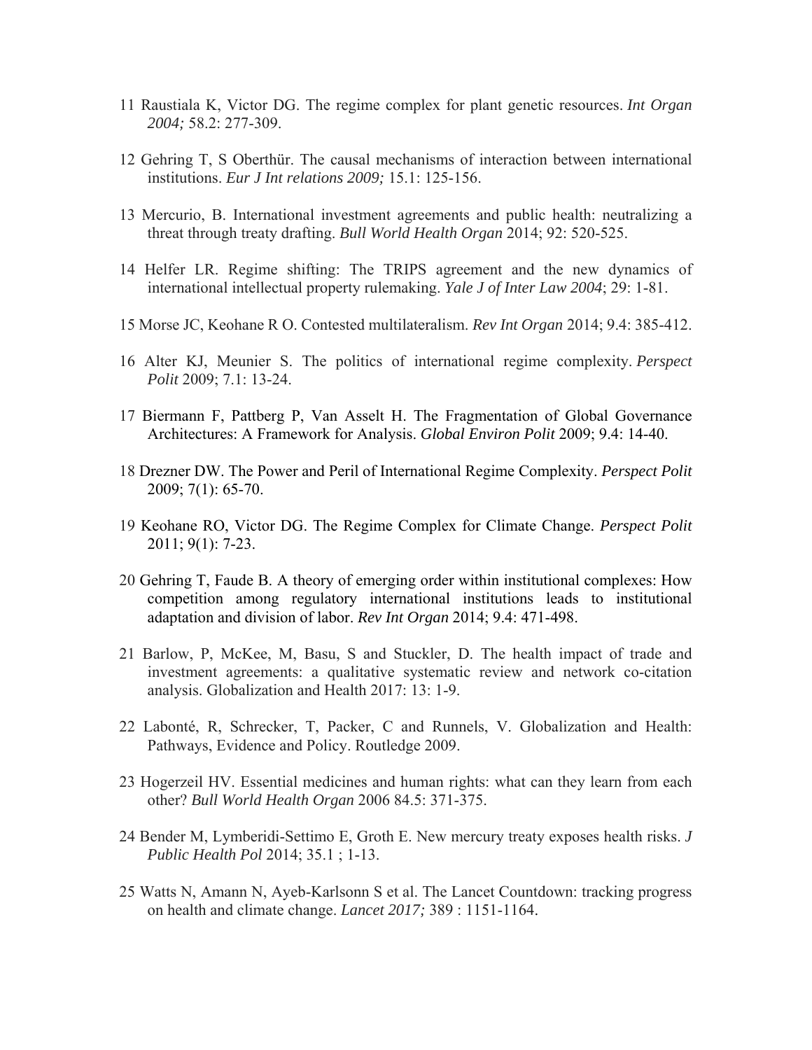11 Raustiala K, Victor DG. The regime complex for plant genetic resources. *Int Organ 2004;* 58.2: 277-309.

12 Gehring T, S Oberthür. The causal mechanisms of interaction between international institutions. *Eur J Int relations 2009;* 15.1: 125-156.

13 Mercurio, B. International investment agreements and public health: neutralizing a threat through treaty drafting. *Bull World Health Organ* 2014; 92: 520-525.

14 Helfer LR. Regime shifting: The TRIPS agreement and the new dynamics of international intellectual property rulemaking. *Yale J of Inter Law 2004*; 29: 1-81.

15 Morse JC, Keohane R O. Contested multilateralism. *Rev Int Organ* 2014; 9.4: 385-412.

16 Alter KJ, Meunier S. The politics of international regime complexity. *Perspect Polit* 2009; 7.1: 13-24.

17 Biermann F, Pattberg P, Van Asselt H. The Fragmentation of Global Governance Architectures: A Framework for Analysis. *Global Environ Polit* 2009; 9.4: 14-40.

18 Drezner DW. The Power and Peril of International Regime Complexity. *Perspect Polit* 2009; 7(1): 65-70.

19 Keohane RO, Victor DG. The Regime Complex for Climate Change. *Perspect Polit* 2011; 9(1): 7-23.

20 Gehring T, Faude B. A theory of emerging order within institutional complexes: How competition among regulatory international institutions leads to institutional adaptation and division of labor. *Rev Int Organ* 2014; 9.4: 471-498.

21 Barlow, P, McKee, M, Basu, S and Stuckler, D. The health impact of trade and investment agreements: a qualitative systematic review and network co-citation analysis. Globalization and Health 2017: 13: 1-9.

22 Labonté, R, Schrecker, T, Packer, C and Runnels, V. Globalization and Health: Pathways, Evidence and Policy. Routledge 2009.

23 Hogerzeil HV. Essential medicines and human rights: what can they learn from each other? *Bull World Health Organ* 2006 84.5: 371-375.

24 Bender M, Lymberidi-Settimo E, Groth E. New mercury treaty exposes health risks. *J Public Health Pol* 2014; 35.1 ; 1-13.

25 Watts N, Amann N, Ayeb-Karlsonn S et al. The Lancet Countdown: tracking progress on health and climate change. *Lancet 2017;* 389 : 1151-1164.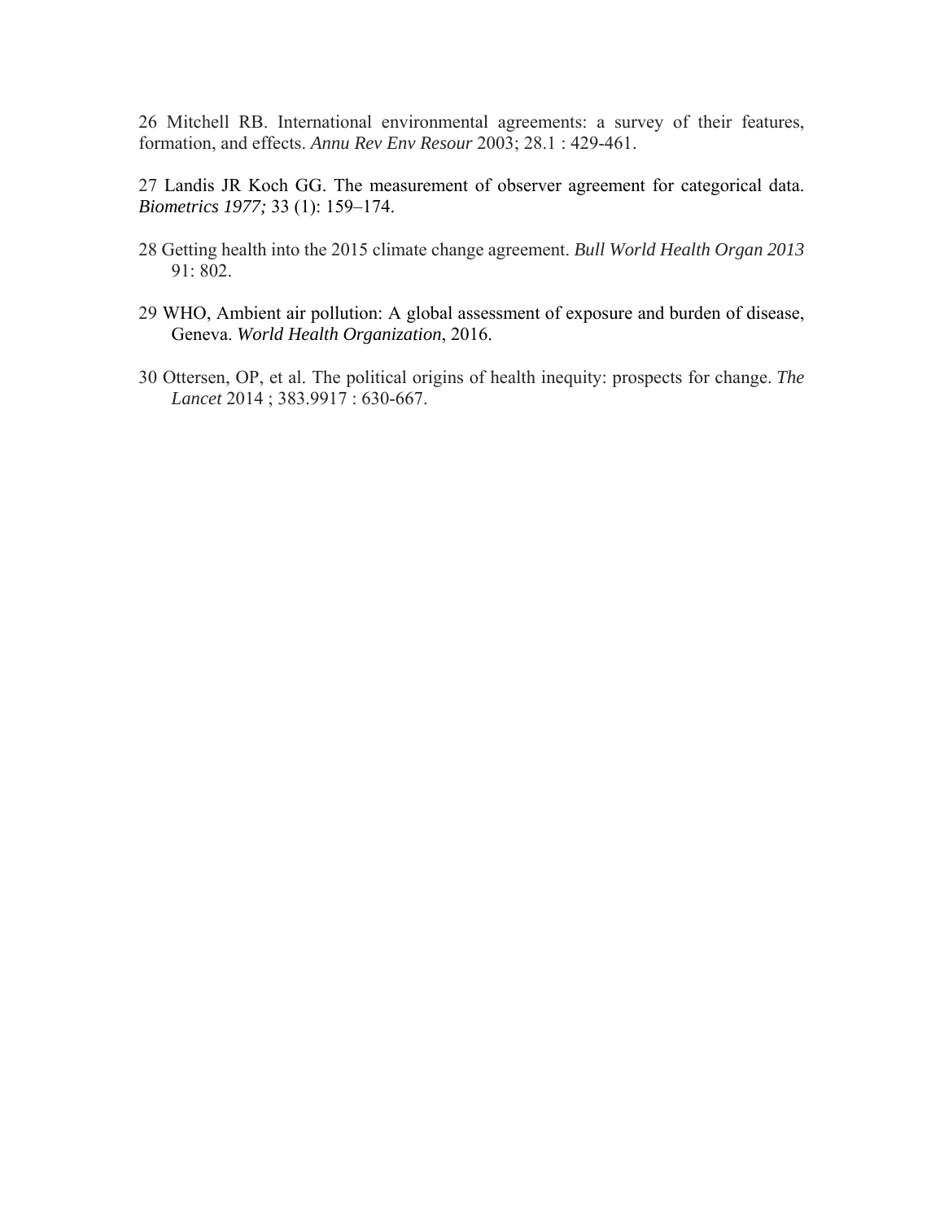26 Mitchell RB. International environmental agreements: a survey of their features, formation, and effects. *Annu Rev Env Resour* 2003; 28.1 : 429-461.

27 Landis JR Koch GG. The measurement of observer agreement for categorical data. *Biometrics 1977;* 33 (1): 159–174.

28 Getting health into the 2015 climate change agreement. *Bull World Health Organ 2013* 91: 802.

29 WHO, Ambient air pollution: A global assessment of exposure and burden of disease, Geneva. *World Health Organization*, 2016.

30 Ottersen, OP, et al. The political origins of health inequity: prospects for change. *The Lancet* 2014 ; 383.9917 : 630-667.